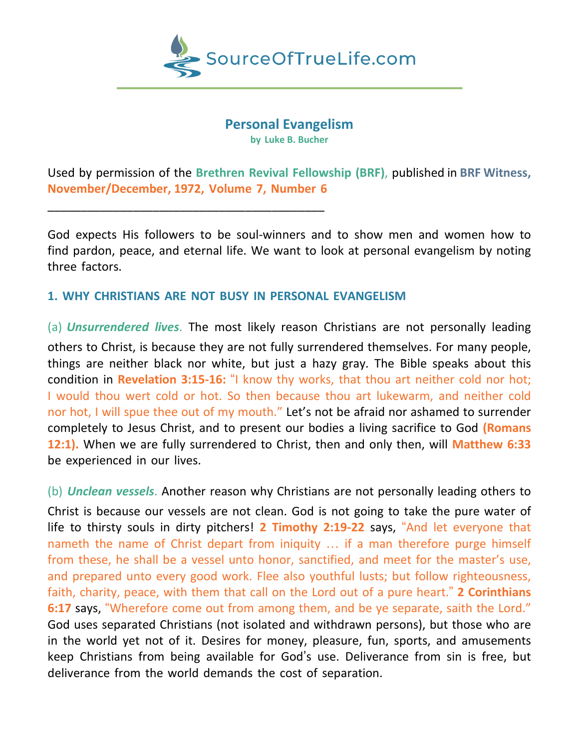SourceOfTrueLife.com

# Personal Evangelism

by Luke B. Bucher

Used by permission of the **Brethren Revival Fellowship (BRF)**, published in **BRF Witness, November/December, 1972, Volume 7, Number 6**

---

God expects His followers to be soul-winners and to show men and women how to find pardon, peace, and eternal life. We want to look at personal evangelism by noting three factors.

## 1. WHY CHRISTIANS ARE NOT BUSY IN PERSONAL EVANGELISM

(a) ***Unsurrendered lives***. The most likely reason Christians are not personally leading others to Christ, is because they are not fully surrendered themselves. For many people, things are neither black nor white, but just a hazy gray. The Bible speaks about this condition in **Revelation 3:15-16:** "I know thy works, that thou art neither cold nor hot; I would thou wert cold or hot. So then because thou art lukewarm, and neither cold nor hot, I will spue thee out of my mouth." Let's not be afraid nor ashamed to surrender completely to Jesus Christ, and to present our bodies a living sacrifice to God **(Romans 12:1).** When we are fully surrendered to Christ, then and only then, will **Matthew 6:33** be experienced in our lives.

(b) ***Unclean vessels***. Another reason why Christians are not personally leading others to Christ is because our vessels are not clean. God is not going to take the pure water of life to thirsty souls in dirty pitchers! **2 Timothy 2:19-22** says, "And let everyone that nameth the name of Christ depart from iniquity … if a man therefore purge himself from these, he shall be a vessel unto honor, sanctified, and meet for the master's use, and prepared unto every good work. Flee also youthful lusts; but follow righteousness, faith, charity, peace, with them that call on the Lord out of a pure heart." **2 Corinthians 6:17** says, "Wherefore come out from among them, and be ye separate, saith the Lord." God uses separated Christians (not isolated and withdrawn persons), but those who are in the world yet not of it. Desires for money, pleasure, fun, sports, and amusements keep Christians from being available for God's use. Deliverance from sin is free, but deliverance from the world demands the cost of separation.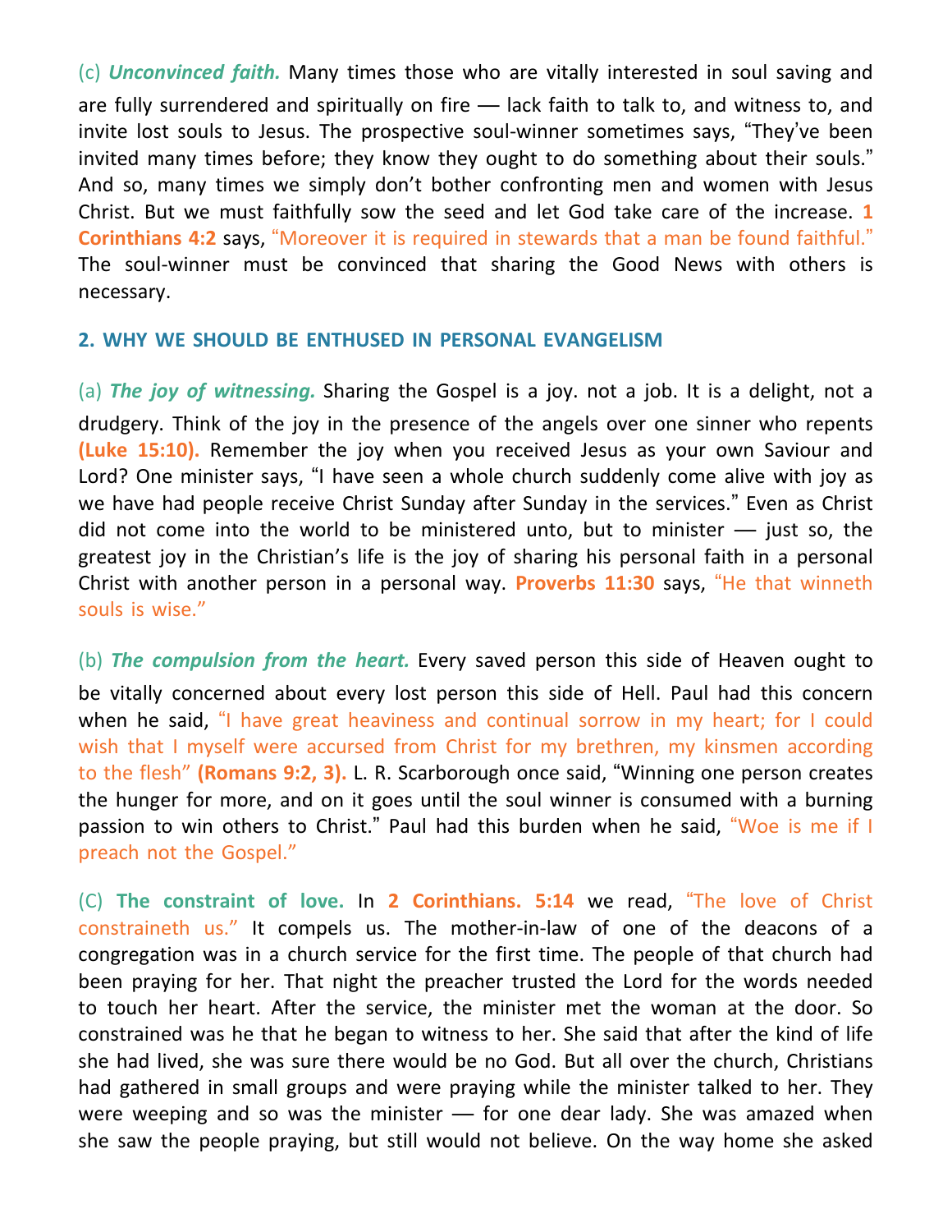(c) ***Unconvinced faith.*** Many times those who are vitally interested in soul saving and are fully surrendered and spiritually on fire — lack faith to talk to, and witness to, and invite lost souls to Jesus. The prospective soul-winner sometimes says, "They've been invited many times before; they know they ought to do something about their souls." And so, many times we simply don't bother confronting men and women with Jesus Christ. But we must faithfully sow the seed and let God take care of the increase. **1 Corinthians 4:2** says, "Moreover it is required in stewards that a man be found faithful." The soul-winner must be convinced that sharing the Good News with others is necessary.

## 2. WHY WE SHOULD BE ENTHUSED IN PERSONAL EVANGELISM

(a) ***The joy of witnessing.*** Sharing the Gospel is a joy. not a job. It is a delight, not a drudgery. Think of the joy in the presence of the angels over one sinner who repents **(Luke 15:10).** Remember the joy when you received Jesus as your own Saviour and Lord? One minister says, "I have seen a whole church suddenly come alive with joy as we have had people receive Christ Sunday after Sunday in the services." Even as Christ did not come into the world to be ministered unto, but to minister — just so, the greatest joy in the Christian's life is the joy of sharing his personal faith in a personal Christ with another person in a personal way. **Proverbs 11:30** says, "He that winneth souls is wise."

(b) ***The compulsion from the heart.*** Every saved person this side of Heaven ought to be vitally concerned about every lost person this side of Hell. Paul had this concern when he said, "I have great heaviness and continual sorrow in my heart; for I could wish that I myself were accursed from Christ for my brethren, my kinsmen according to the flesh" **(Romans 9:2, 3).** L. R. Scarborough once said, "Winning one person creates the hunger for more, and on it goes until the soul winner is consumed with a burning passion to win others to Christ." Paul had this burden when he said, "Woe is me if I preach not the Gospel."

(C) **The constraint of love.** In **2 Corinthians. 5:14** we read, "The love of Christ constraineth us." It compels us. The mother-in-law of one of the deacons of a congregation was in a church service for the first time. The people of that church had been praying for her. That night the preacher trusted the Lord for the words needed to touch her heart. After the service, the minister met the woman at the door. So constrained was he that he began to witness to her. She said that after the kind of life she had lived, she was sure there would be no God. But all over the church, Christians had gathered in small groups and were praying while the minister talked to her. They were weeping and so was the minister — for one dear lady. She was amazed when she saw the people praying, but still would not believe. On the way home she asked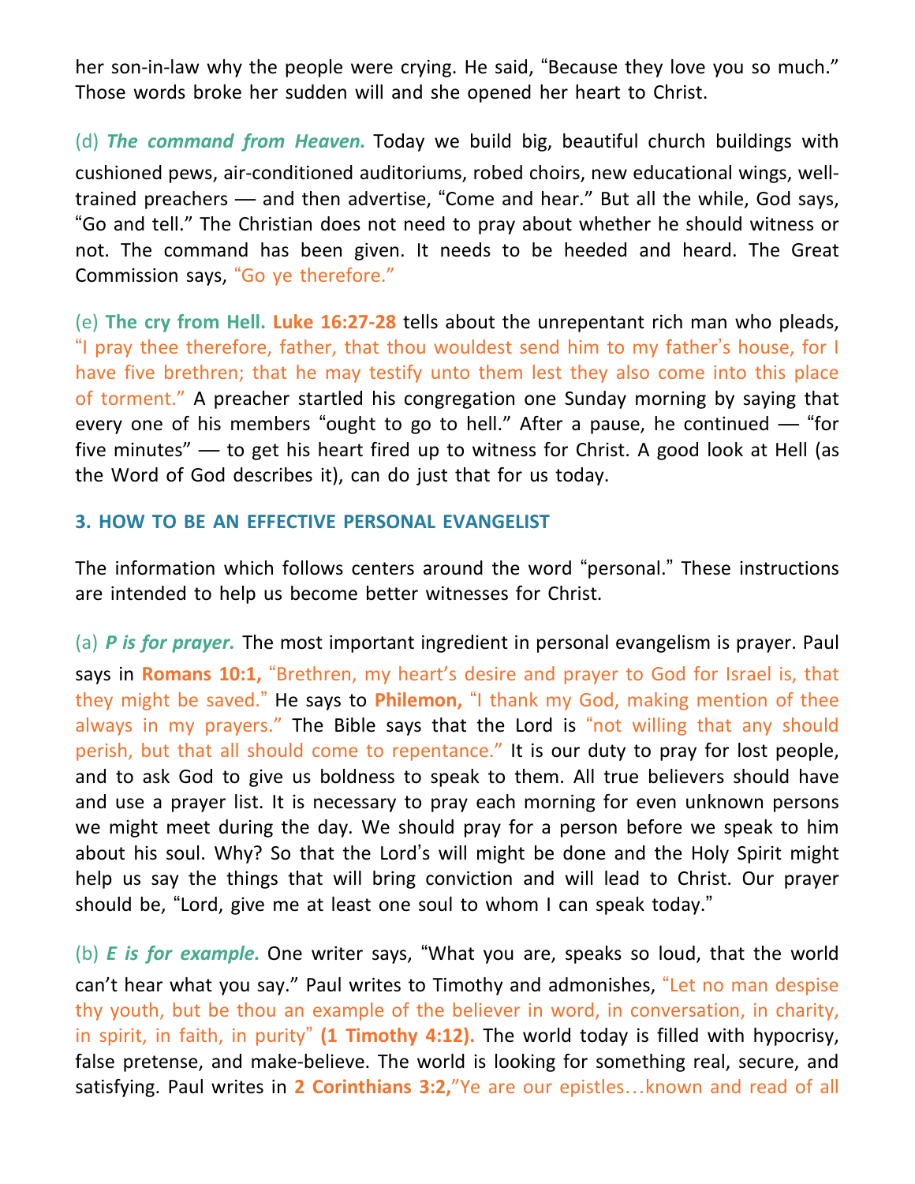her son-in-law why the people were crying. He said, "Because they love you so much." Those words broke her sudden will and she opened her heart to Christ.

(d) ***The command from Heaven.*** Today we build big, beautiful church buildings with cushioned pews, air-conditioned auditoriums, robed choirs, new educational wings, well-trained preachers — and then advertise, "Come and hear." But all the while, God says, "Go and tell." The Christian does not need to pray about whether he should witness or not. The command has been given. It needs to be heeded and heard. The Great Commission says, "Go ye therefore."

(e) **The cry from Hell. Luke 16:27-28** tells about the unrepentant rich man who pleads, "I pray thee therefore, father, that thou wouldest send him to my father's house, for I have five brethren; that he may testify unto them lest they also come into this place of torment." A preacher startled his congregation one Sunday morning by saying that every one of his members "ought to go to hell." After a pause, he continued — "for five minutes" — to get his heart fired up to witness for Christ. A good look at Hell (as the Word of God describes it), can do just that for us today.

### 3. HOW TO BE AN EFFECTIVE PERSONAL EVANGELIST

The information which follows centers around the word "personal." These instructions are intended to help us become better witnesses for Christ.

(a) ***P is for prayer.*** The most important ingredient in personal evangelism is prayer. Paul says in **Romans 10:1,** "Brethren, my heart's desire and prayer to God for Israel is, that they might be saved." He says to **Philemon,** "I thank my God, making mention of thee always in my prayers." The Bible says that the Lord is "not willing that any should perish, but that all should come to repentance." It is our duty to pray for lost people, and to ask God to give us boldness to speak to them. All true believers should have and use a prayer list. It is necessary to pray each morning for even unknown persons we might meet during the day. We should pray for a person before we speak to him about his soul. Why? So that the Lord's will might be done and the Holy Spirit might help us say the things that will bring conviction and will lead to Christ. Our prayer should be, "Lord, give me at least one soul to whom I can speak today."

(b) ***E is for example.*** One writer says, "What you are, speaks so loud, that the world can't hear what you say." Paul writes to Timothy and admonishes, "Let no man despise thy youth, but be thou an example of the believer in word, in conversation, in charity, in spirit, in faith, in purity" **(1 Timothy 4:12).** The world today is filled with hypocrisy, false pretense, and make-believe. The world is looking for something real, secure, and satisfying. Paul writes in **2 Corinthians 3:2,**"Ye are our epistles…known and read of all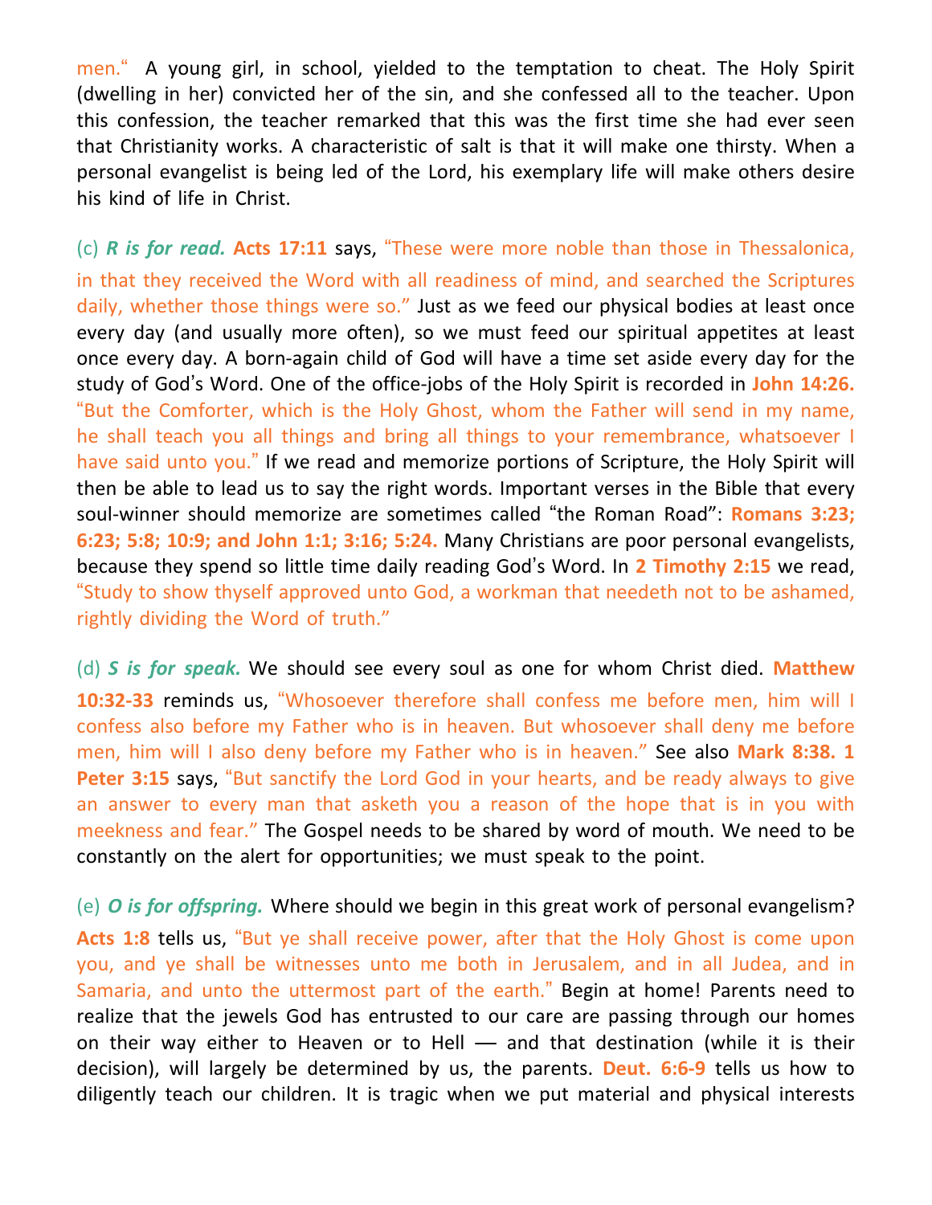men." A young girl, in school, yielded to the temptation to cheat. The Holy Spirit (dwelling in her) convicted her of the sin, and she confessed all to the teacher. Upon this confession, the teacher remarked that this was the first time she had ever seen that Christianity works. A characteristic of salt is that it will make one thirsty. When a personal evangelist is being led of the Lord, his exemplary life will make others desire his kind of life in Christ.

(c) ***R is for read.*** **Acts 17:11** says, "These were more noble than those in Thessalonica, in that they received the Word with all readiness of mind, and searched the Scriptures daily, whether those things were so." Just as we feed our physical bodies at least once every day (and usually more often), so we must feed our spiritual appetites at least once every day. A born-again child of God will have a time set aside every day for the study of God's Word. One of the office-jobs of the Holy Spirit is recorded in **John 14:26.** "But the Comforter, which is the Holy Ghost, whom the Father will send in my name, he shall teach you all things and bring all things to your remembrance, whatsoever I have said unto you." If we read and memorize portions of Scripture, the Holy Spirit will then be able to lead us to say the right words. Important verses in the Bible that every soul-winner should memorize are sometimes called "the Roman Road": **Romans 3:23; 6:23; 5:8; 10:9; and John 1:1; 3:16; 5:24.** Many Christians are poor personal evangelists, because they spend so little time daily reading God's Word. In **2 Timothy 2:15** we read, "Study to show thyself approved unto God, a workman that needeth not to be ashamed, rightly dividing the Word of truth."

(d) ***S is for speak.*** We should see every soul as one for whom Christ died. **Matthew 10:32-33** reminds us, "Whosoever therefore shall confess me before men, him will I confess also before my Father who is in heaven. But whosoever shall deny me before men, him will I also deny before my Father who is in heaven." See also **Mark 8:38. 1 Peter 3:15** says, "But sanctify the Lord God in your hearts, and be ready always to give an answer to every man that asketh you a reason of the hope that is in you with meekness and fear." The Gospel needs to be shared by word of mouth. We need to be constantly on the alert for opportunities; we must speak to the point.

(e) ***O is for offspring.*** Where should we begin in this great work of personal evangelism? **Acts 1:8** tells us, "But ye shall receive power, after that the Holy Ghost is come upon you, and ye shall be witnesses unto me both in Jerusalem, and in all Judea, and in Samaria, and unto the uttermost part of the earth." Begin at home! Parents need to realize that the jewels God has entrusted to our care are passing through our homes on their way either to Heaven or to Hell — and that destination (while it is their decision), will largely be determined by us, the parents. **Deut. 6:6-9** tells us how to diligently teach our children. It is tragic when we put material and physical interests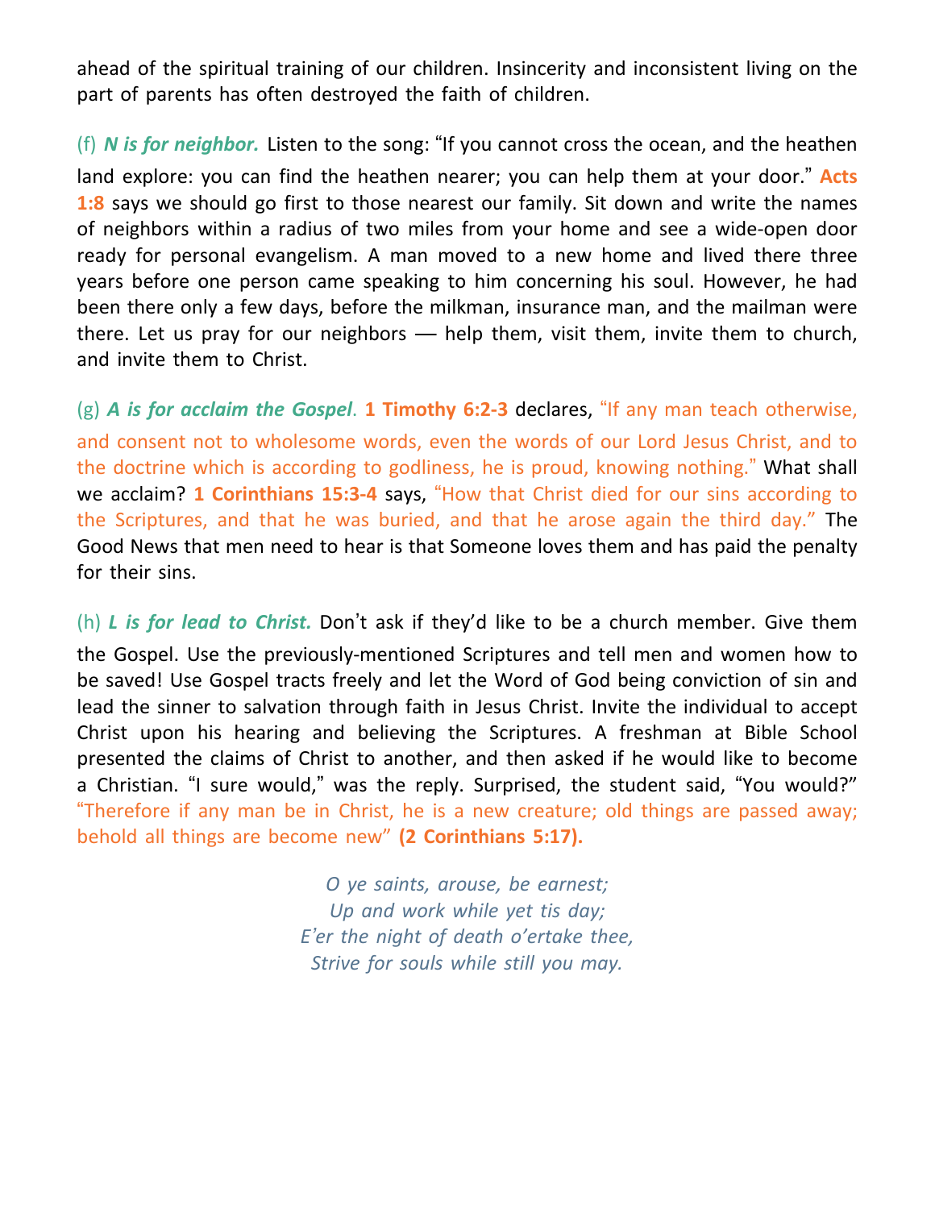ahead of the spiritual training of our children. Insincerity and inconsistent living on the part of parents has often destroyed the faith of children.

(f) ***N is for neighbor.*** Listen to the song: "If you cannot cross the ocean, and the heathen land explore: you can find the heathen nearer; you can help them at your door." **Acts 1:8** says we should go first to those nearest our family. Sit down and write the names of neighbors within a radius of two miles from your home and see a wide-open door ready for personal evangelism. A man moved to a new home and lived there three years before one person came speaking to him concerning his soul. However, he had been there only a few days, before the milkman, insurance man, and the mailman were there. Let us pray for our neighbors — help them, visit them, invite them to church, and invite them to Christ.

(g) ***A is for acclaim the Gospel***. **1 Timothy 6:2-3** declares, "If any man teach otherwise, and consent not to wholesome words, even the words of our Lord Jesus Christ, and to the doctrine which is according to godliness, he is proud, knowing nothing." What shall we acclaim? **1 Corinthians 15:3-4** says, "How that Christ died for our sins according to the Scriptures, and that he was buried, and that he arose again the third day." The Good News that men need to hear is that Someone loves them and has paid the penalty for their sins.

(h) ***L is for lead to Christ.*** Don't ask if they'd like to be a church member. Give them the Gospel. Use the previously-mentioned Scriptures and tell men and women how to be saved! Use Gospel tracts freely and let the Word of God being conviction of sin and lead the sinner to salvation through faith in Jesus Christ. Invite the individual to accept Christ upon his hearing and believing the Scriptures. A freshman at Bible School presented the claims of Christ to another, and then asked if he would like to become a Christian. "I sure would," was the reply. Surprised, the student said, "You would?" "Therefore if any man be in Christ, he is a new creature; old things are passed away; behold all things are become new" **(2 Corinthians 5:17).**

*O ye saints, arouse, be earnest;*
*Up and work while yet tis day;*
*E'er the night of death o'ertake thee,*
*Strive for souls while still you may.*